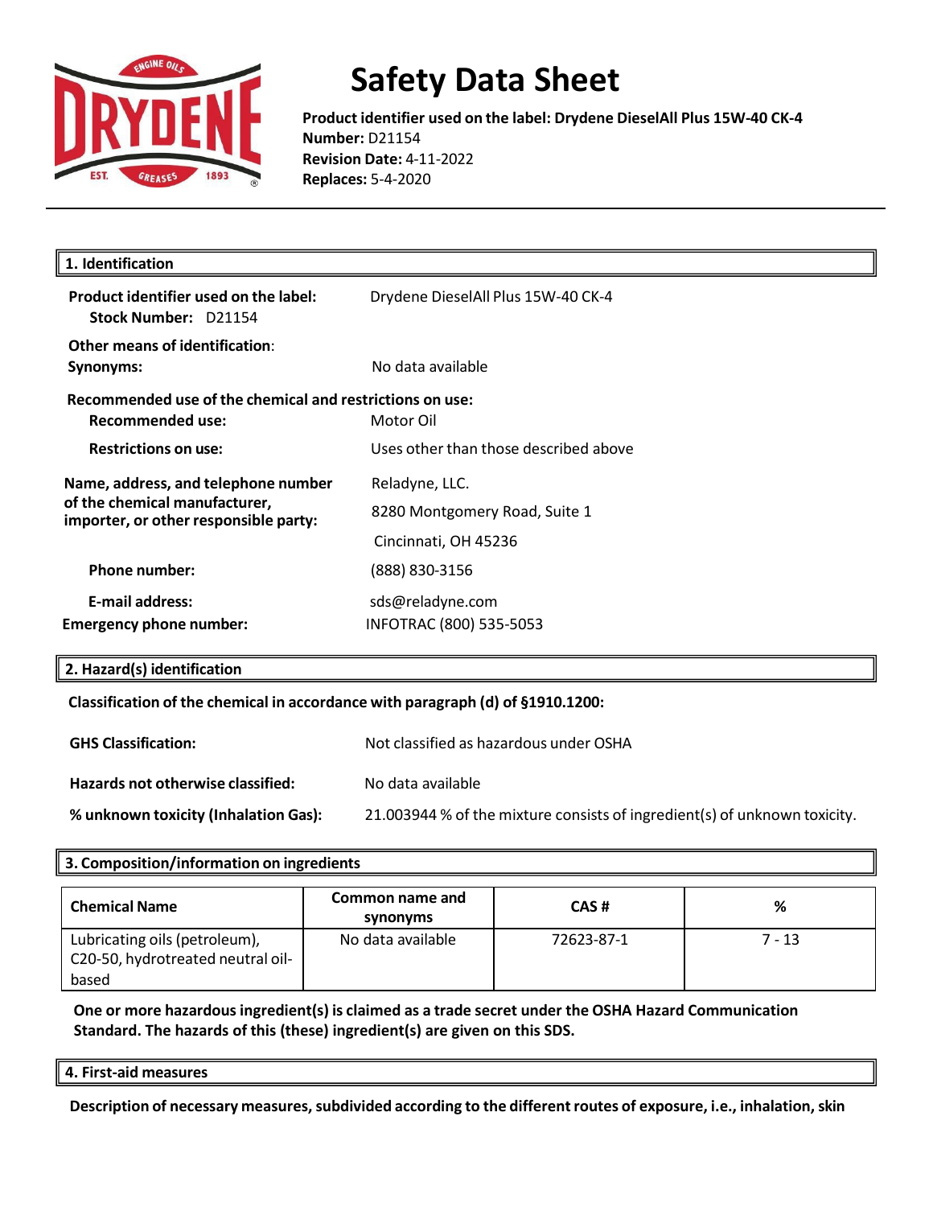# Safety Data Sheet

**Product identifier used on the label: Drydene DieselAll Plus 15W-40 CK-4**
**Number:** D21154
**Revision Date:** 4-11-2022
**Replaces:** 5-4-2020

## 1. Identification

**Product identifier used on the label:** Drydene DieselAll Plus 15W-40 CK-4
**Stock Number:** D21154

**Other means of identification:**
**Synonyms:** No data available

**Recommended use of the chemical and restrictions on use:**
**Recommended use:** Motor Oil
**Restrictions on use:** Uses other than those described above

**Name, address, and telephone number of the chemical manufacturer, importer, or other responsible party:**
Reladyne, LLC.
8280 Montgomery Road, Suite 1
Cincinnati, OH 45236

**Phone number:** (888) 830-3156

**E-mail address:** sds@reladyne.com

**Emergency phone number:** INFOTRAC (800) 535-5053

## 2. Hazard(s) identification

**Classification of the chemical in accordance with paragraph (d) of §1910.1200:**

**GHS Classification:** Not classified as hazardous under OSHA

**Hazards not otherwise classified:** No data available

**% unknown toxicity (Inhalation Gas):** 21.003944 % of the mixture consists of ingredient(s) of unknown toxicity.

## 3. Composition/information on ingredients

| Chemical Name | Common name and synonyms | CAS # | % |
|---|---|---|---|
| Lubricating oils (petroleum), C20-50, hydrotreated neutral oil-based | No data available | 72623-87-1 | 7 - 13 |

**One or more hazardous ingredient(s) is claimed as a trade secret under the OSHA Hazard Communication Standard. The hazards of this (these) ingredient(s) are given on this SDS.**

## 4. First-aid measures

**Description of necessary measures, subdivided according to the different routes of exposure, i.e., inhalation, skin**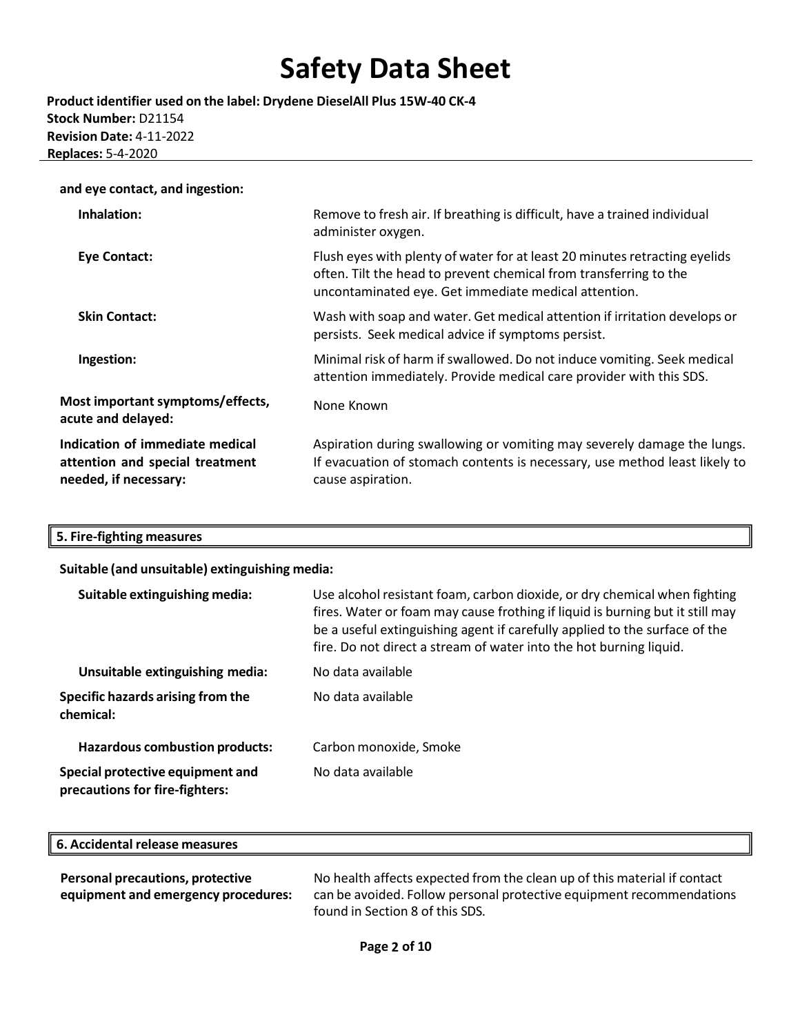**and eye contact, and ingestion:**

| | |
|---|---|
| **Inhalation:** | Remove to fresh air. If breathing is difficult, have a trained individual administer oxygen. |
| **Eye Contact:** | Flush eyes with plenty of water for at least 20 minutes retracting eyelids often. Tilt the head to prevent chemical from transferring to the uncontaminated eye. Get immediate medical attention. |
| **Skin Contact:** | Wash with soap and water. Get medical attention if irritation develops or persists. Seek medical advice if symptoms persist. |
| **Ingestion:** | Minimal risk of harm if swallowed. Do not induce vomiting. Seek medical attention immediately. Provide medical care provider with this SDS. |
| **Most important symptoms/effects, acute and delayed:** | None Known |
| **Indication of immediate medical attention and special treatment needed, if necessary:** | Aspiration during swallowing or vomiting may severely damage the lungs. If evacuation of stomach contents is necessary, use method least likely to cause aspiration. |

## 5. Fire-fighting measures

**Suitable (and unsuitable) extinguishing media:**

| | |
|---|---|
| **Suitable extinguishing media:** | Use alcohol resistant foam, carbon dioxide, or dry chemical when fighting fires. Water or foam may cause frothing if liquid is burning but it still may be a useful extinguishing agent if carefully applied to the surface of the fire. Do not direct a stream of water into the hot burning liquid. |
| **Unsuitable extinguishing media:** | No data available |
| **Specific hazards arising from the chemical:** | No data available |
| **Hazardous combustion products:** | Carbon monoxide, Smoke |
| **Special protective equipment and precautions for fire-fighters:** | No data available |

## 6. Accidental release measures

| | |
|---|---|
| **Personal precautions, protective equipment and emergency procedures:** | No health affects expected from the clean up of this material if contact can be avoided. Follow personal protective equipment recommendations found in Section 8 of this SDS. |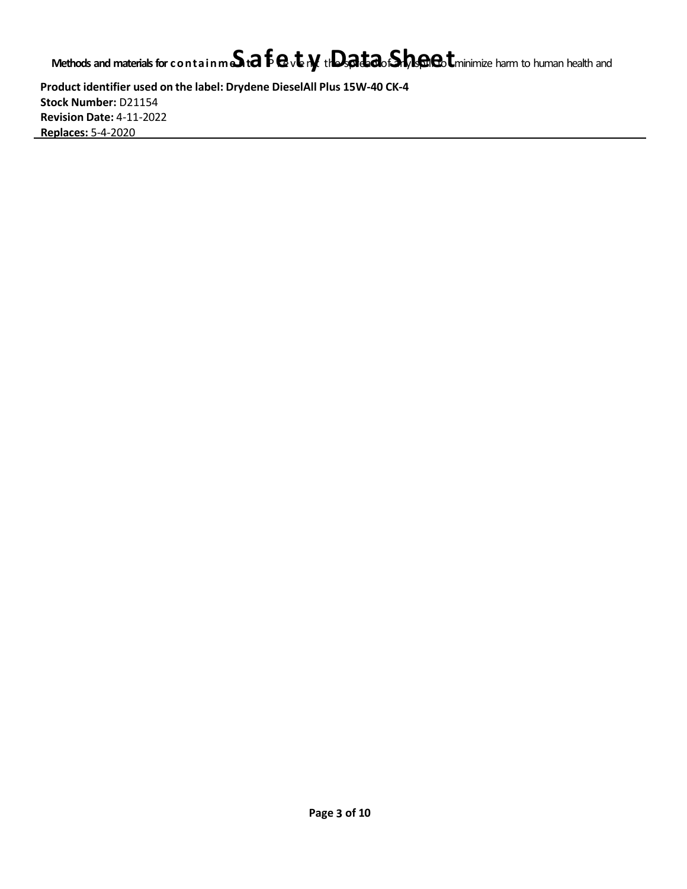**Methods and materials for containment:** Prevent the spread of any spill to minimize harm to human health and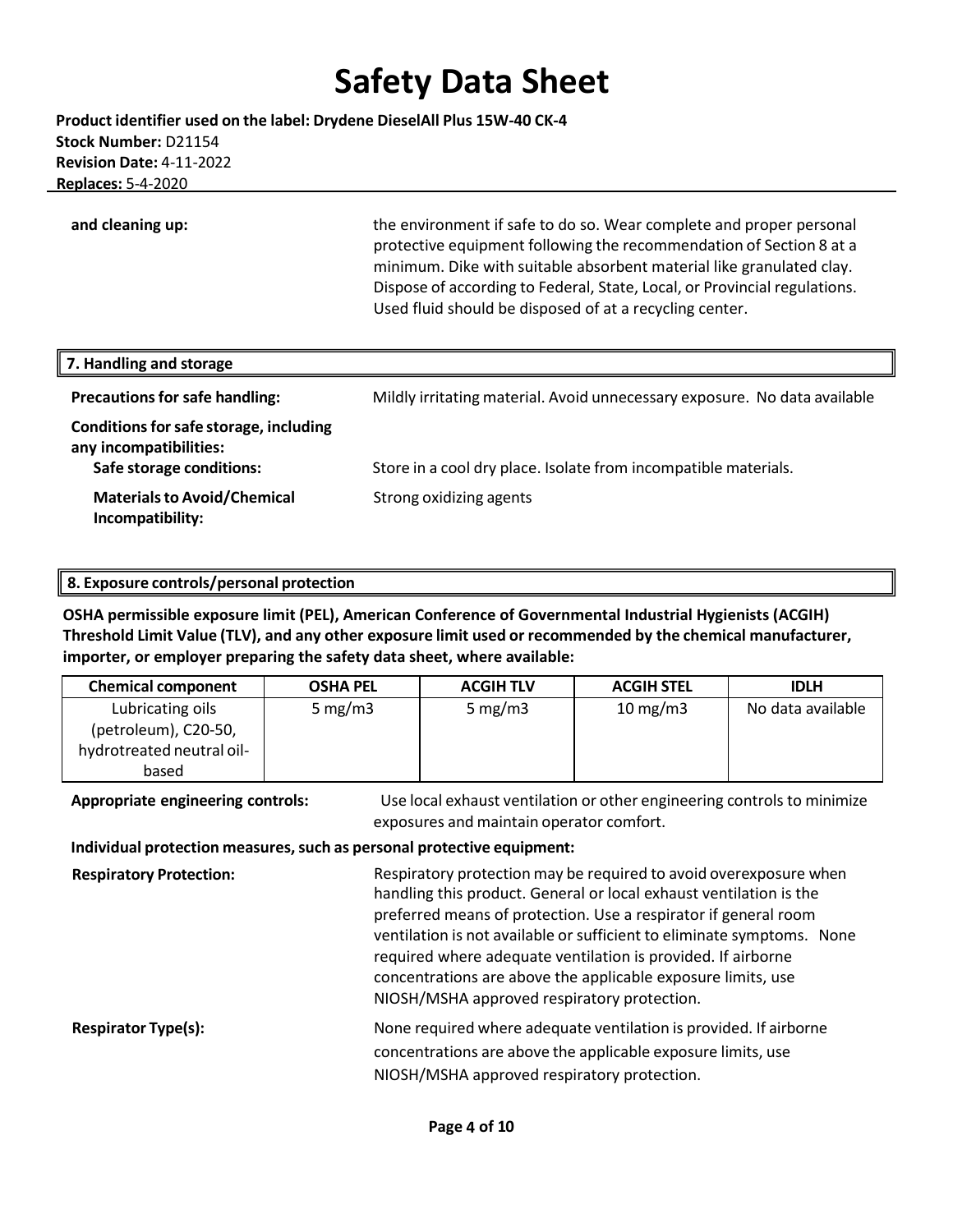| | |
|---|---|
| **and cleaning up:** | the environment if safe to do so. Wear complete and proper personal protective equipment following the recommendation of Section 8 at a minimum. Dike with suitable absorbent material like granulated clay. Dispose of according to Federal, State, Local, or Provincial regulations. Used fluid should be disposed of at a recycling center. |

## 7. Handling and storage

**Precautions for safe handling:** Mildly irritating material. Avoid unnecessary exposure. No data available

**Conditions for safe storage, including any incompatibilities:**

**Safe storage conditions:** Store in a cool dry place. Isolate from incompatible materials.

**Materials to Avoid/Chemical Incompatibility:** Strong oxidizing agents

## 8. Exposure controls/personal protection

**OSHA permissible exposure limit (PEL), American Conference of Governmental Industrial Hygienists (ACGIH) Threshold Limit Value (TLV), and any other exposure limit used or recommended by the chemical manufacturer, importer, or employer preparing the safety data sheet, where available:**

| Chemical component | OSHA PEL | ACGIH TLV | ACGIH STEL | IDLH |
|---|---|---|---|---|
| Lubricating oils (petroleum), C20-50, hydrotreated neutral oil-based | 5 mg/m3 | 5 mg/m3 | 10 mg/m3 | No data available |

**Appropriate engineering controls:** Use local exhaust ventilation or other engineering controls to minimize exposures and maintain operator comfort.

**Individual protection measures, such as personal protective equipment:**

**Respiratory Protection:** Respiratory protection may be required to avoid overexposure when handling this product. General or local exhaust ventilation is the preferred means of protection. Use a respirator if general room ventilation is not available or sufficient to eliminate symptoms. None required where adequate ventilation is provided. If airborne concentrations are above the applicable exposure limits, use NIOSH/MSHA approved respiratory protection.

**Respirator Type(s):** None required where adequate ventilation is provided. If airborne concentrations are above the applicable exposure limits, use NIOSH/MSHA approved respiratory protection.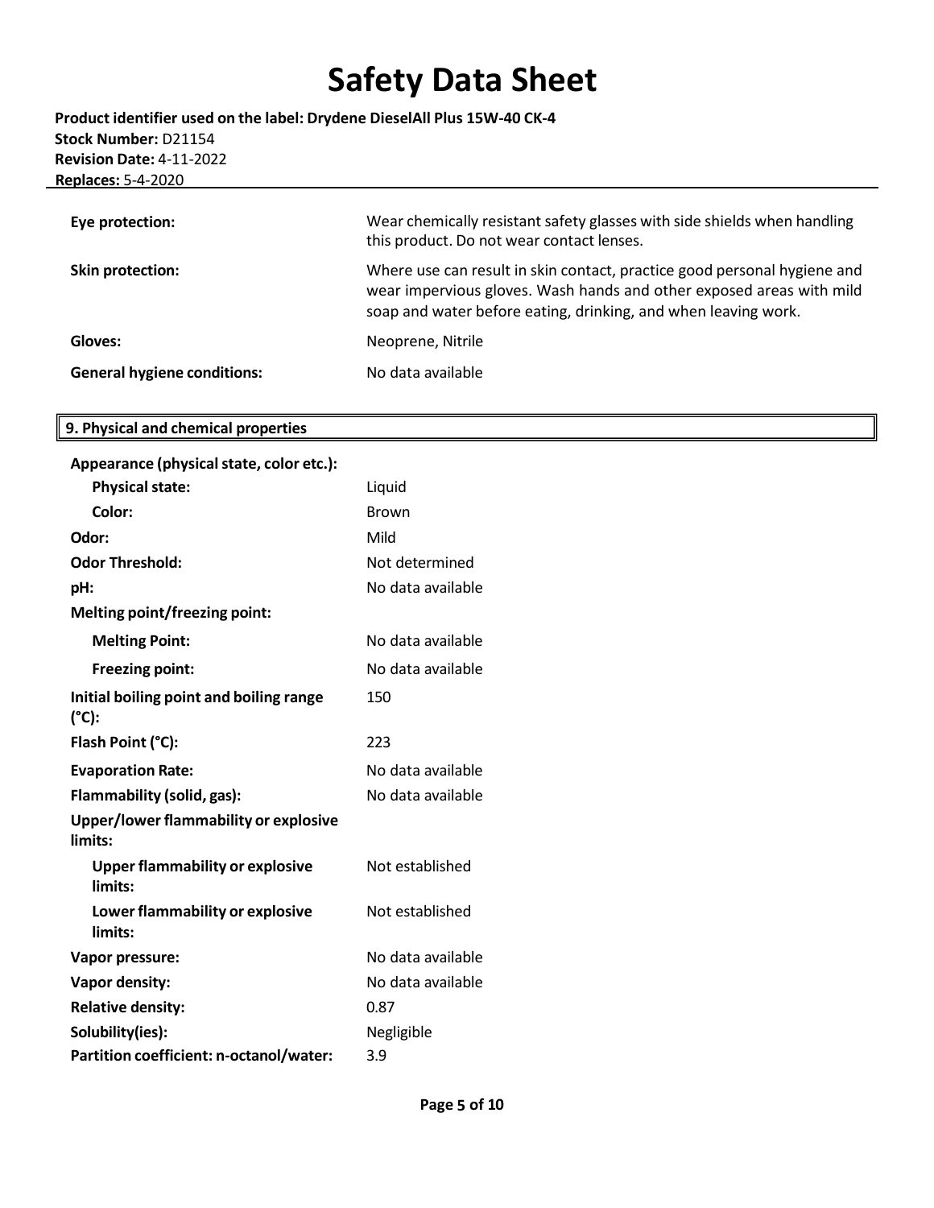| | |
|---|---|
| **Eye protection:** | Wear chemically resistant safety glasses with side shields when handling this product. Do not wear contact lenses. |
| **Skin protection:** | Where use can result in skin contact, practice good personal hygiene and wear impervious gloves. Wash hands and other exposed areas with mild soap and water before eating, drinking, and when leaving work. |
| **Gloves:** | Neoprene, Nitrile |
| **General hygiene conditions:** | No data available |

## 9. Physical and chemical properties

| | |
|---|---|
| **Appearance (physical state, color etc.):** | |
| **Physical state:** | Liquid |
| **Color:** | Brown |
| **Odor:** | Mild |
| **Odor Threshold:** | Not determined |
| **pH:** | No data available |
| **Melting point/freezing point:** | |
| **Melting Point:** | No data available |
| **Freezing point:** | No data available |
| **Initial boiling point and boiling range (°C):** | 150 |
| **Flash Point (°C):** | 223 |
| **Evaporation Rate:** | No data available |
| **Flammability (solid, gas):** | No data available |
| **Upper/lower flammability or explosive limits:** | |
| **Upper flammability or explosive limits:** | Not established |
| **Lower flammability or explosive limits:** | Not established |
| **Vapor pressure:** | No data available |
| **Vapor density:** | No data available |
| **Relative density:** | 0.87 |
| **Solubility(ies):** | Negligible |
| **Partition coefficient: n-octanol/water:** | 3.9 |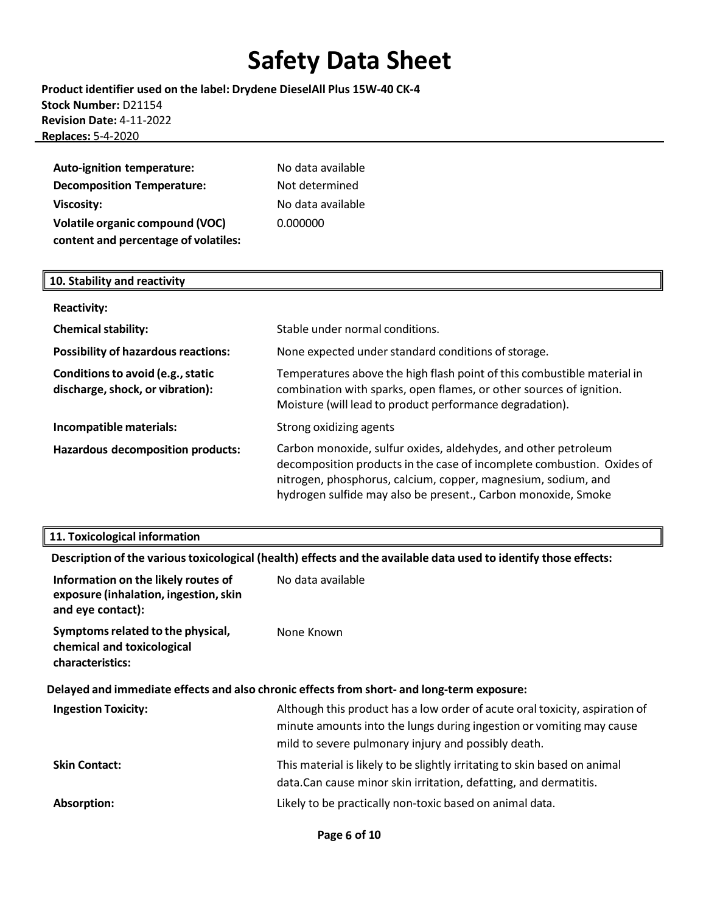| | |
|---|---|
| **Auto-ignition temperature:** | No data available |
| **Decomposition Temperature:** | Not determined |
| **Viscosity:** | No data available |
| **Volatile organic compound (VOC) content and percentage of volatiles:** | 0.000000 |

## 10. Stability and reactivity

| | |
|---|---|
| **Reactivity:** | |
| **Chemical stability:** | Stable under normal conditions. |
| **Possibility of hazardous reactions:** | None expected under standard conditions of storage. |
| **Conditions to avoid (e.g., static discharge, shock, or vibration):** | Temperatures above the high flash point of this combustible material in combination with sparks, open flames, or other sources of ignition. Moisture (will lead to product performance degradation). |
| **Incompatible materials:** | Strong oxidizing agents |
| **Hazardous decomposition products:** | Carbon monoxide, sulfur oxides, aldehydes, and other petroleum decomposition products in the case of incomplete combustion. Oxides of nitrogen, phosphorus, calcium, copper, magnesium, sodium, and hydrogen sulfide may also be present., Carbon monoxide, Smoke |

## 11. Toxicological information

**Description of the various toxicological (health) effects and the available data used to identify those effects:**

| | |
|---|---|
| **Information on the likely routes of exposure (inhalation, ingestion, skin and eye contact):** | No data available |
| **Symptoms related to the physical, chemical and toxicological characteristics:** | None Known |

**Delayed and immediate effects and also chronic effects from short- and long-term exposure:**

| | |
|---|---|
| **Ingestion Toxicity:** | Although this product has a low order of acute oral toxicity, aspiration of minute amounts into the lungs during ingestion or vomiting may cause mild to severe pulmonary injury and possibly death. |
| **Skin Contact:** | This material is likely to be slightly irritating to skin based on animal data.Can cause minor skin irritation, defatting, and dermatitis. |
| **Absorption:** | Likely to be practically non-toxic based on animal data. |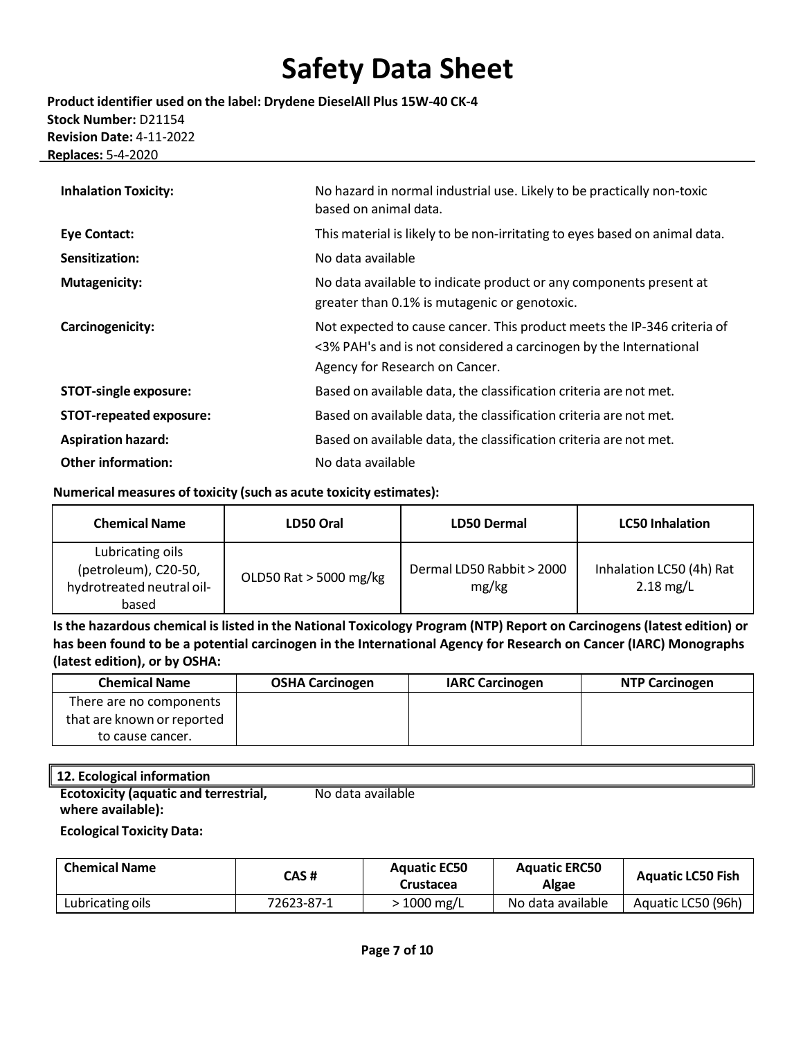| | |
|---|---|
| **Inhalation Toxicity:** | No hazard in normal industrial use. Likely to be practically non-toxic based on animal data. |
| **Eye Contact:** | This material is likely to be non-irritating to eyes based on animal data. |
| **Sensitization:** | No data available |
| **Mutagenicity:** | No data available to indicate product or any components present at greater than 0.1% is mutagenic or genotoxic. |
| **Carcinogenicity:** | Not expected to cause cancer. This product meets the IP-346 criteria of <3% PAH's and is not considered a carcinogen by the International Agency for Research on Cancer. |
| **STOT-single exposure:** | Based on available data, the classification criteria are not met. |
| **STOT-repeated exposure:** | Based on available data, the classification criteria are not met. |
| **Aspiration hazard:** | Based on available data, the classification criteria are not met. |
| **Other information:** | No data available |

**Numerical measures of toxicity (such as acute toxicity estimates):**

| Chemical Name | LD50 Oral | LD50 Dermal | LC50 Inhalation |
|---|---|---|---|
| Lubricating oils (petroleum), C20-50, hydrotreated neutral oil-based | OLD50 Rat > 5000 mg/kg | Dermal LD50 Rabbit > 2000 mg/kg | Inhalation LC50 (4h) Rat 2.18 mg/L |

**Is the hazardous chemical is listed in the National Toxicology Program (NTP) Report on Carcinogens (latest edition) or has been found to be a potential carcinogen in the International Agency for Research on Cancer (IARC) Monographs (latest edition), or by OSHA:**

| Chemical Name | OSHA Carcinogen | IARC Carcinogen | NTP Carcinogen |
|---|---|---|---|
| There are no components that are known or reported to cause cancer. | | | |

## 12. Ecological information

**Ecotoxicity (aquatic and terrestrial, where available):** No data available

**Ecological Toxicity Data:**

| Chemical Name | CAS # | Aquatic EC50 Crustacea | Aquatic ERC50 Algae | Aquatic LC50 Fish |
|---|---|---|---|---|
| Lubricating oils | 72623-87-1 | > 1000 mg/L | No data available | Aquatic LC50 (96h) |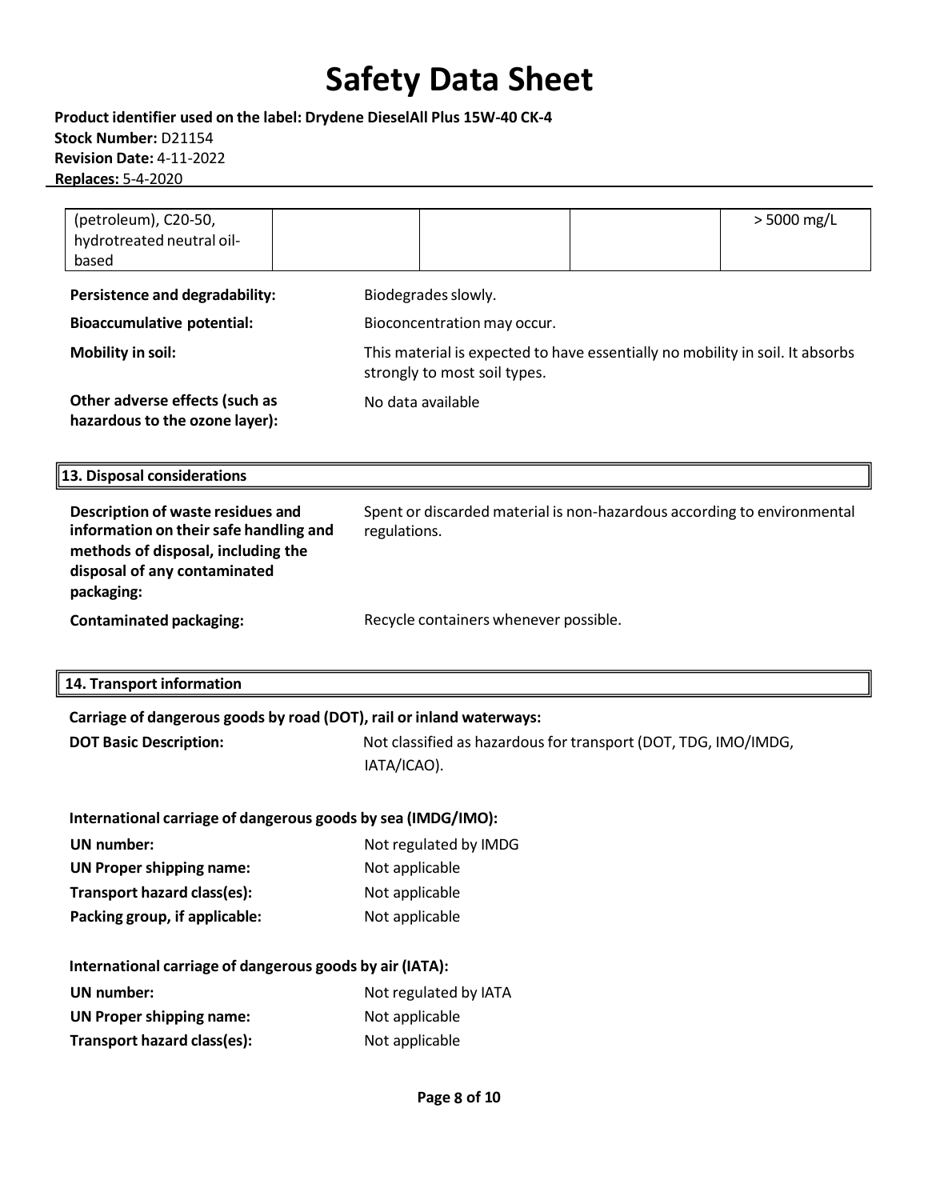| (petroleum), C20-50, hydrotreated neutral oil-based | | | | > 5000 mg/L |
|---|---|---|---|---|

**Persistence and degradability:** Biodegrades slowly.

**Bioaccumulative potential:** Bioconcentration may occur.

**Mobility in soil:** This material is expected to have essentially no mobility in soil. It absorbs strongly to most soil types.

**Other adverse effects (such as hazardous to the ozone layer):** No data available

## 13. Disposal considerations

**Description of waste residues and information on their safe handling and methods of disposal, including the disposal of any contaminated packaging:** Spent or discarded material is non-hazardous according to environmental regulations.

**Contaminated packaging:** Recycle containers whenever possible.

## 14. Transport information

**Carriage of dangerous goods by road (DOT), rail or inland waterways:**

**DOT Basic Description:** Not classified as hazardous for transport (DOT, TDG, IMO/IMDG, IATA/ICAO).

**International carriage of dangerous goods by sea (IMDG/IMO):**

**UN number:** Not regulated by IMDG

**UN Proper shipping name:** Not applicable

**Transport hazard class(es):** Not applicable

**Packing group, if applicable:** Not applicable

**International carriage of dangerous goods by air (IATA):**

**UN number:** Not regulated by IATA

**UN Proper shipping name:** Not applicable

**Transport hazard class(es):** Not applicable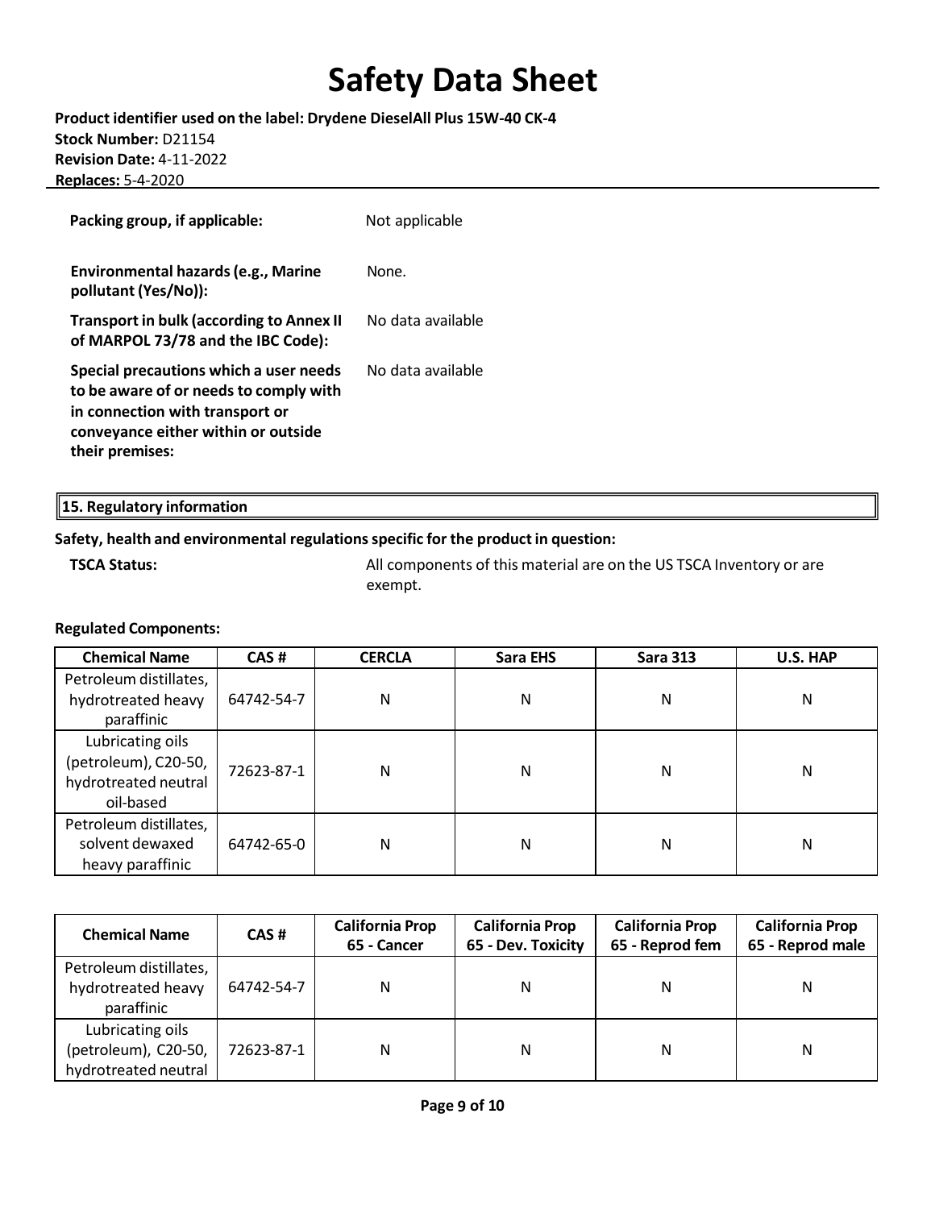| | |
|---|---|
| **Packing group, if applicable:** | Not applicable |
| **Environmental hazards (e.g., Marine pollutant (Yes/No)):** | None. |
| **Transport in bulk (according to Annex II of MARPOL 73/78 and the IBC Code):** | No data available |
| **Special precautions which a user needs to be aware of or needs to comply with in connection with transport or conveyance either within or outside their premises:** | No data available |

## 15. Regulatory information

**Safety, health and environmental regulations specific for the product in question:**

**TSCA Status:** All components of this material are on the US TSCA Inventory or are exempt.

**Regulated Components:**

| Chemical Name | CAS # | CERCLA | Sara EHS | Sara 313 | U.S. HAP |
|---|---|---|---|---|---|
| Petroleum distillates, hydrotreated heavy paraffinic | 64742-54-7 | N | N | N | N |
| Lubricating oils (petroleum), C20-50, hydrotreated neutral oil-based | 72623-87-1 | N | N | N | N |
| Petroleum distillates, solvent dewaxed heavy paraffinic | 64742-65-0 | N | N | N | N |

| Chemical Name | CAS # | California Prop 65 - Cancer | California Prop 65 - Dev. Toxicity | California Prop 65 - Reprod fem | California Prop 65 - Reprod male |
|---|---|---|---|---|---|
| Petroleum distillates, hydrotreated heavy paraffinic | 64742-54-7 | N | N | N | N |
| Lubricating oils (petroleum), C20-50, hydrotreated neutral | 72623-87-1 | N | N | N | N |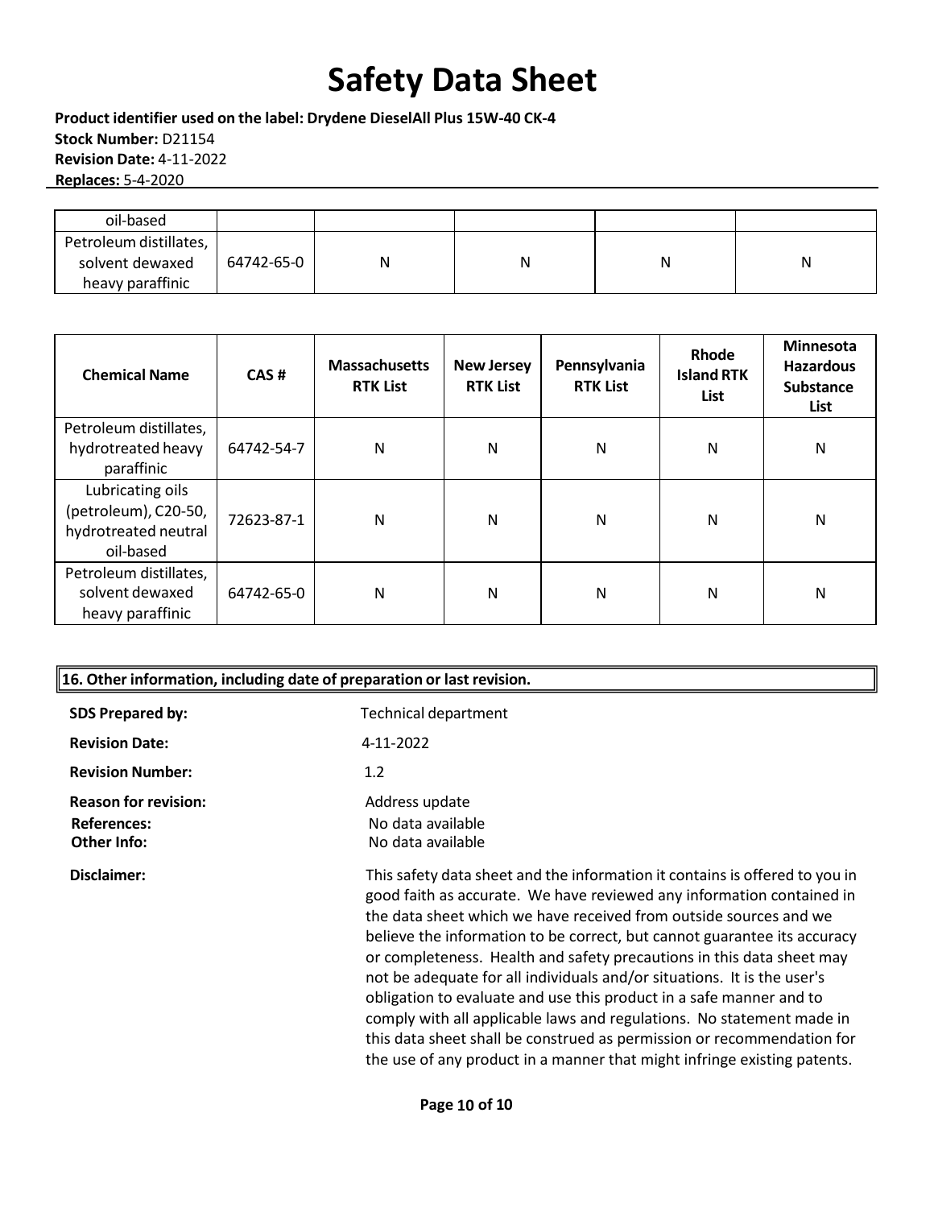| oil-based | | | | | |
|---|---|---|---|---|---|
| Petroleum distillates, solvent dewaxed heavy paraffinic | 64742-65-0 | N | N | N | N |

| Chemical Name | CAS # | Massachusetts RTK List | New Jersey RTK List | Pennsylvania RTK List | Rhode Island RTK List | Minnesota Hazardous Substance List |
|---|---|---|---|---|---|---|
| Petroleum distillates, hydrotreated heavy paraffinic | 64742-54-7 | N | N | N | N | N |
| Lubricating oils (petroleum), C20-50, hydrotreated neutral oil-based | 72623-87-1 | N | N | N | N | N |
| Petroleum distillates, solvent dewaxed heavy paraffinic | 64742-65-0 | N | N | N | N | N |

## 16. Other information, including date of preparation or last revision.

**SDS Prepared by:** Technical department

**Revision Date:** 4-11-2022

**Revision Number:** 1.2

**Reason for revision:** Address update

**References:** No data available

**Other Info:** No data available

**Disclaimer:** This safety data sheet and the information it contains is offered to you in good faith as accurate. We have reviewed any information contained in the data sheet which we have received from outside sources and we believe the information to be correct, but cannot guarantee its accuracy or completeness. Health and safety precautions in this data sheet may not be adequate for all individuals and/or situations. It is the user's obligation to evaluate and use this product in a safe manner and to comply with all applicable laws and regulations. No statement made in this data sheet shall be construed as permission or recommendation for the use of any product in a manner that might infringe existing patents.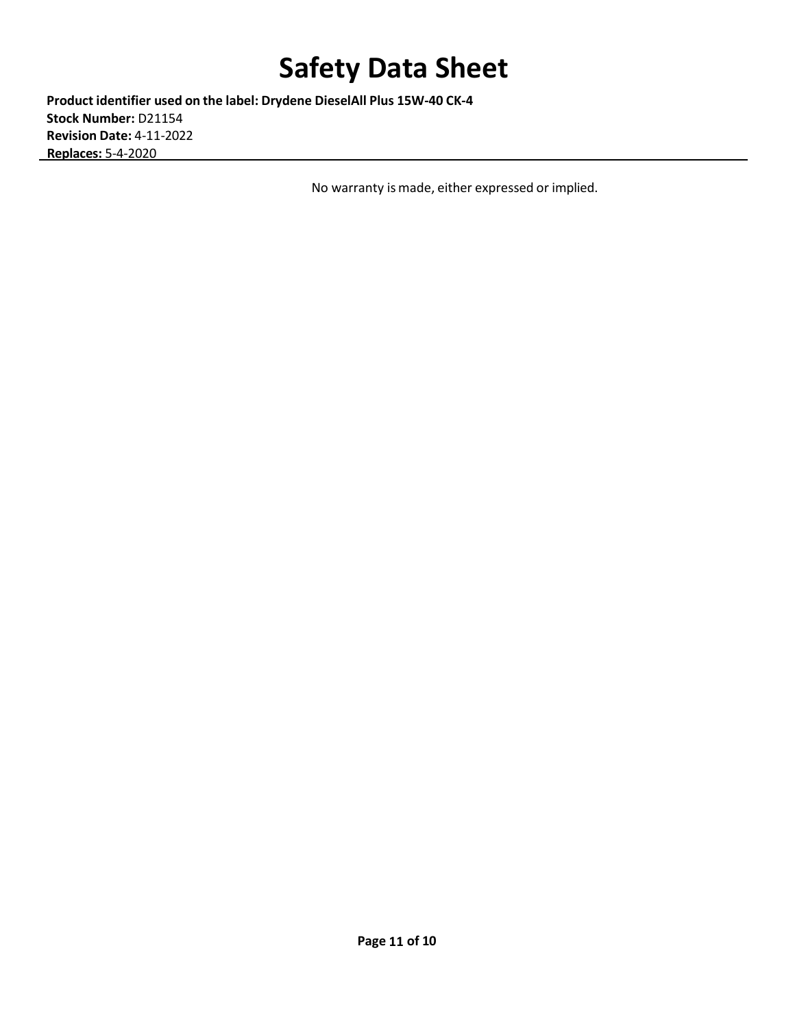No warranty is made, either expressed or implied.